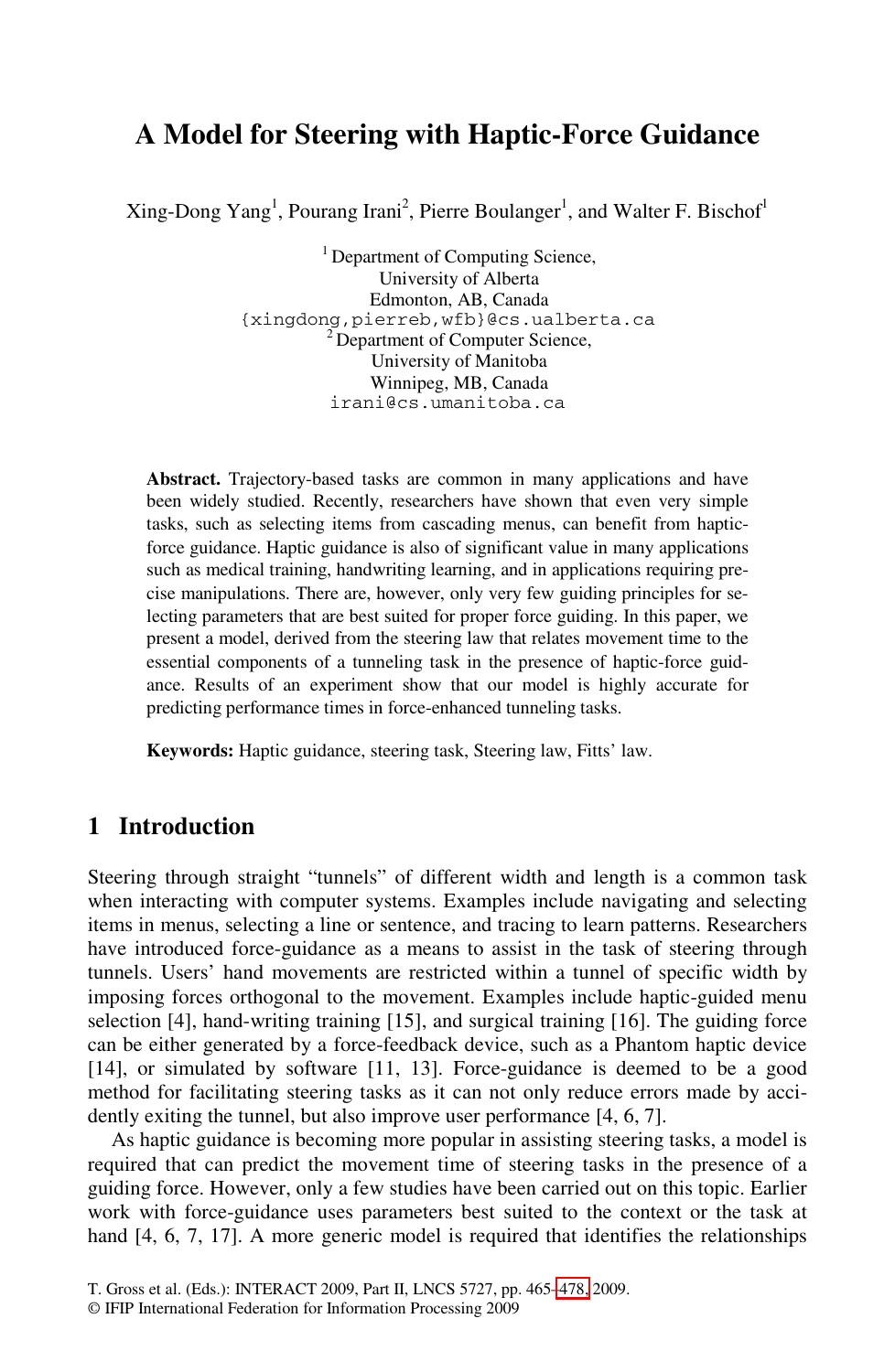# A Model for Steering with Haptic-Force Guidance

Xing-Dong Yang[1], Pourang Irani[2], Pierre Boulanger[1], and Walter F. Bischof[1]

[1] Department of Computing Science,
University of Alberta
Edmonton, AB, Canada
{xingdong,pierreb,wfb}@cs.ualberta.ca
[2] Department of Computer Science,
University of Manitoba
Winnipeg, MB, Canada
irani@cs.umanitoba.ca

**Abstract.** Trajectory-based tasks are common in many applications and have been widely studied. Recently, researchers have shown that even very simple tasks, such as selecting items from cascading menus, can benefit from haptic-force guidance. Haptic guidance is also of significant value in many applications such as medical training, handwriting learning, and in applications requiring precise manipulations. There are, however, only very few guiding principles for selecting parameters that are best suited for proper force guiding. In this paper, we present a model, derived from the steering law that relates movement time to the essential components of a tunneling task in the presence of haptic-force guidance. Results of an experiment show that our model is highly accurate for predicting performance times in force-enhanced tunneling tasks.

**Keywords:** Haptic guidance, steering task, Steering law, Fitts' law.

## 1 Introduction

Steering through straight "tunnels" of different width and length is a common task when interacting with computer systems. Examples include navigating and selecting items in menus, selecting a line or sentence, and tracing to learn patterns. Researchers have introduced force-guidance as a means to assist in the task of steering through tunnels. Users' hand movements are restricted within a tunnel of specific width by imposing forces orthogonal to the movement. Examples include haptic-guided menu selection [4], hand-writing training [15], and surgical training [16]. The guiding force can be either generated by a force-feedback device, such as a Phantom haptic device [14], or simulated by software [11, 13]. Force-guidance is deemed to be a good method for facilitating steering tasks as it can not only reduce errors made by accidently exiting the tunnel, but also improve user performance [4, 6, 7].

As haptic guidance is becoming more popular in assisting steering tasks, a model is required that can predict the movement time of steering tasks in the presence of a guiding force. However, only a few studies have been carried out on this topic. Earlier work with force-guidance uses parameters best suited to the context or the task at hand [4, 6, 7, 17]. A more generic model is required that identifies the relationships

T. Gross et al. (Eds.): INTERACT 2009, Part II, LNCS 5727, pp. 465–478, 2009.
© IFIP International Federation for Information Processing 2009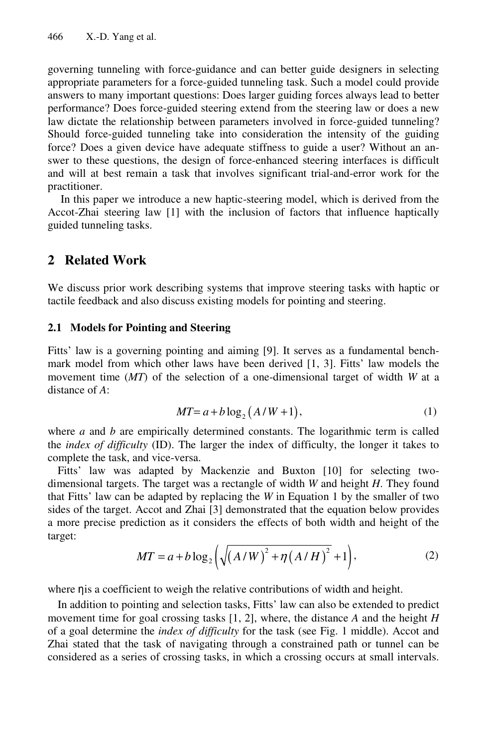governing tunneling with force-guidance and can better guide designers in selecting appropriate parameters for a force-guided tunneling task. Such a model could provide answers to many important questions: Does larger guiding forces always lead to better performance? Does force-guided steering extend from the steering law or does a new law dictate the relationship between parameters involved in force-guided tunneling? Should force-guided tunneling take into consideration the intensity of the guiding force? Does a given device have adequate stiffness to guide a user? Without an answer to these questions, the design of force-enhanced steering interfaces is difficult and will at best remain a task that involves significant trial-and-error work for the practitioner.

In this paper we introduce a new haptic-steering model, which is derived from the Accot-Zhai steering law [1] with the inclusion of factors that influence haptically guided tunneling tasks.

## 2 Related Work

We discuss prior work describing systems that improve steering tasks with haptic or tactile feedback and also discuss existing models for pointing and steering.

### 2.1 Models for Pointing and Steering

Fitts' law is a governing pointing and aiming [9]. It serves as a fundamental benchmark model from which other laws have been derived [1, 3]. Fitts' law models the movement time (*MT*) of the selection of a one-dimensional target of width *W* at a distance of *A*:

$$MT = a + b\log_2\left(A/W + 1\right), \tag{1}$$

where *a* and *b* are empirically determined constants. The logarithmic term is called the *index of difficulty* (ID). The larger the index of difficulty, the longer it takes to complete the task, and vice-versa.

Fitts' law was adapted by Mackenzie and Buxton [10] for selecting two-dimensional targets. The target was a rectangle of width *W* and height *H*. They found that Fitts' law can be adapted by replacing the *W* in Equation 1 by the smaller of two sides of the target. Accot and Zhai [3] demonstrated that the equation below provides a more precise prediction as it considers the effects of both width and height of the target:

$$MT = a + b\log_2\left(\sqrt{\left(A/W\right)^2 + \eta\left(A/H\right)^2} + 1\right), \tag{2}$$

where $\eta$ is a coefficient to weigh the relative contributions of width and height.

In addition to pointing and selection tasks, Fitts' law can also be extended to predict movement time for goal crossing tasks [1, 2], where, the distance *A* and the height *H* of a goal determine the *index of difficulty* for the task (see Fig. 1 middle). Accot and Zhai stated that the task of navigating through a constrained path or tunnel can be considered as a series of crossing tasks, in which a crossing occurs at small intervals.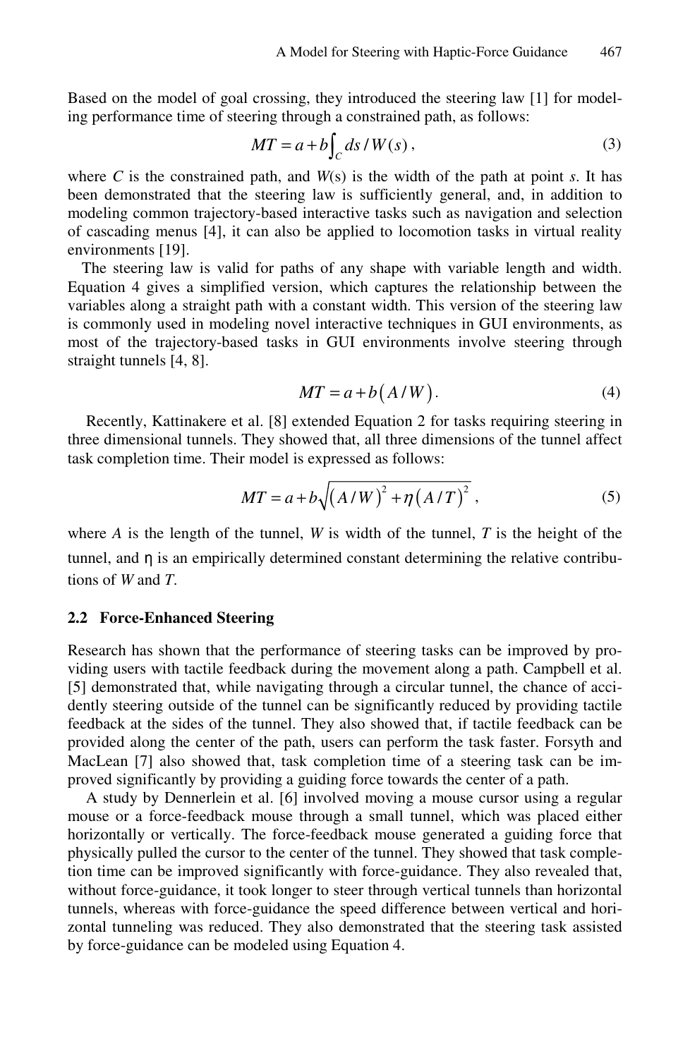Based on the model of goal crossing, they introduced the steering law [1] for modeling performance time of steering through a constrained path, as follows:

$$MT = a + b\int_C ds / W(s)\,, \tag{3}$$

where *C* is the constrained path, and *W*(s) is the width of the path at point *s*. It has been demonstrated that the steering law is sufficiently general, and, in addition to modeling common trajectory-based interactive tasks such as navigation and selection of cascading menus [4], it can also be applied to locomotion tasks in virtual reality environments [19].

The steering law is valid for paths of any shape with variable length and width. Equation 4 gives a simplified version, which captures the relationship between the variables along a straight path with a constant width. This version of the steering law is commonly used in modeling novel interactive techniques in GUI environments, as most of the trajectory-based tasks in GUI environments involve steering through straight tunnels [4, 8].

$$MT = a + b\left(A / W\right). \tag{4}$$

Recently, Kattinakere et al. [8] extended Equation 2 for tasks requiring steering in three dimensional tunnels. They showed that, all three dimensions of the tunnel affect task completion time. Their model is expressed as follows:

$$MT = a + b\sqrt{\left(A / W\right)^2 + \eta\left(A / T\right)^2}\,, \tag{5}$$

where *A* is the length of the tunnel, *W* is width of the tunnel, *T* is the height of the tunnel, and $\eta$ is an empirically determined constant determining the relative contributions of *W* and *T*.

### 2.2 Force-Enhanced Steering

Research has shown that the performance of steering tasks can be improved by providing users with tactile feedback during the movement along a path. Campbell et al. [5] demonstrated that, while navigating through a circular tunnel, the chance of accidently steering outside of the tunnel can be significantly reduced by providing tactile feedback at the sides of the tunnel. They also showed that, if tactile feedback can be provided along the center of the path, users can perform the task faster. Forsyth and MacLean [7] also showed that, task completion time of a steering task can be improved significantly by providing a guiding force towards the center of a path.

A study by Dennerlein et al. [6] involved moving a mouse cursor using a regular mouse or a force-feedback mouse through a small tunnel, which was placed either horizontally or vertically. The force-feedback mouse generated a guiding force that physically pulled the cursor to the center of the tunnel. They showed that task completion time can be improved significantly with force-guidance. They also revealed that, without force-guidance, it took longer to steer through vertical tunnels than horizontal tunnels, whereas with force-guidance the speed difference between vertical and horizontal tunneling was reduced. They also demonstrated that the steering task assisted by force-guidance can be modeled using Equation 4.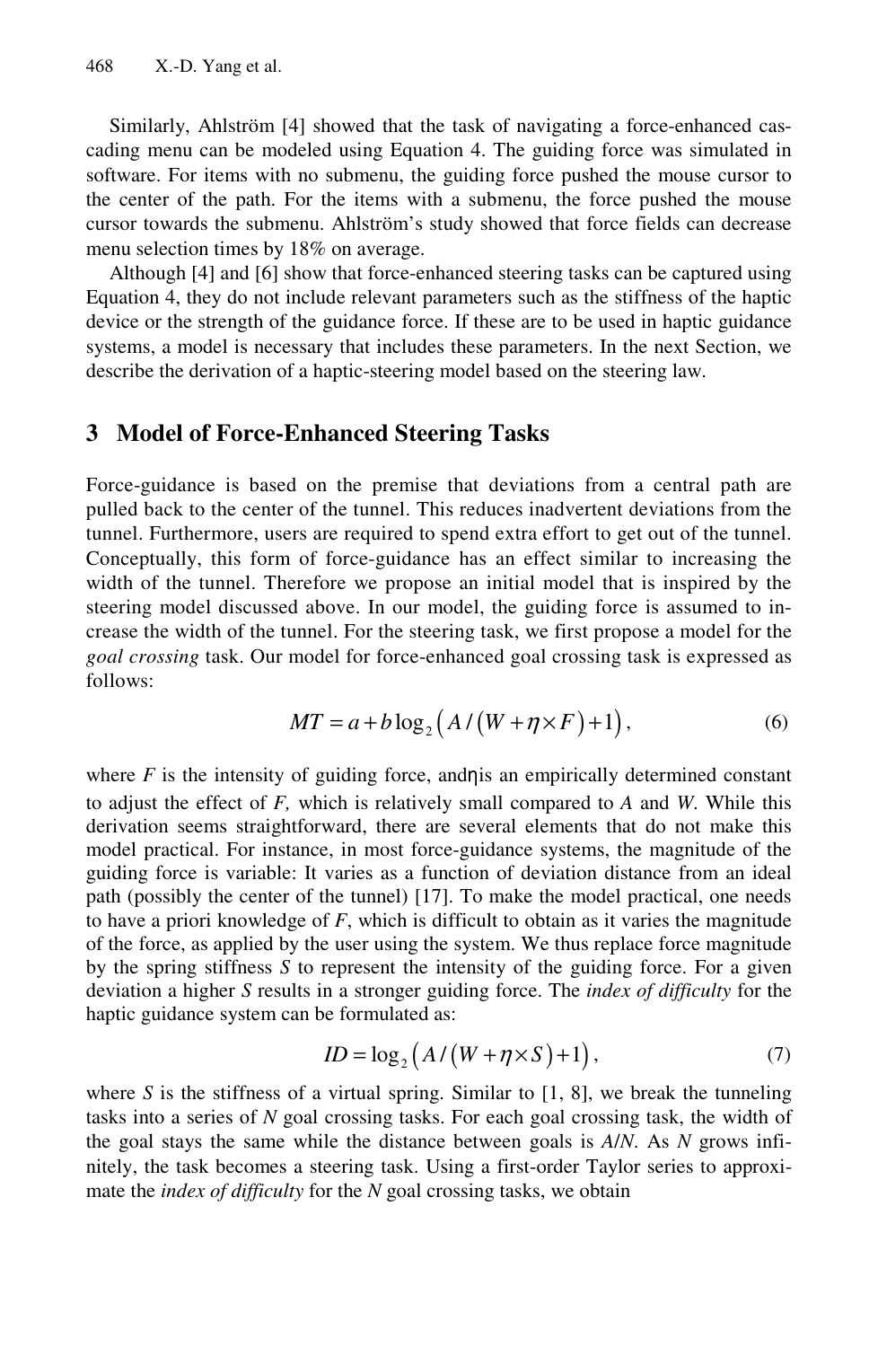Similarly, Ahlström [4] showed that the task of navigating a force-enhanced cascading menu can be modeled using Equation 4. The guiding force was simulated in software. For items with no submenu, the guiding force pushed the mouse cursor to the center of the path. For the items with a submenu, the force pushed the mouse cursor towards the submenu. Ahlström's study showed that force fields can decrease menu selection times by 18% on average.

Although [4] and [6] show that force-enhanced steering tasks can be captured using Equation 4, they do not include relevant parameters such as the stiffness of the haptic device or the strength of the guidance force. If these are to be used in haptic guidance systems, a model is necessary that includes these parameters. In the next Section, we describe the derivation of a haptic-steering model based on the steering law.

## 3 Model of Force-Enhanced Steering Tasks

Force-guidance is based on the premise that deviations from a central path are pulled back to the center of the tunnel. This reduces inadvertent deviations from the tunnel. Furthermore, users are required to spend extra effort to get out of the tunnel. Conceptually, this form of force-guidance has an effect similar to increasing the width of the tunnel. Therefore we propose an initial model that is inspired by the steering model discussed above. In our model, the guiding force is assumed to increase the width of the tunnel. For the steering task, we first propose a model for the *goal crossing* task. Our model for force-enhanced goal crossing task is expressed as follows:

$$MT = a + b\log_2\left(A/\left(W + \eta \times F\right) + 1\right), \tag{6}$$

where $F$ is the intensity of guiding force, and $\eta$ is an empirically determined constant to adjust the effect of $F$, which is relatively small compared to $A$ and $W$. While this derivation seems straightforward, there are several elements that do not make this model practical. For instance, in most force-guidance systems, the magnitude of the guiding force is variable: It varies as a function of deviation distance from an ideal path (possibly the center of the tunnel) [17]. To make the model practical, one needs to have a priori knowledge of $F$, which is difficult to obtain as it varies the magnitude of the force, as applied by the user using the system. We thus replace force magnitude by the spring stiffness $S$ to represent the intensity of the guiding force. For a given deviation a higher $S$ results in a stronger guiding force. The *index of difficulty* for the haptic guidance system can be formulated as:

$$ID = \log_2\left(A/\left(W + \eta \times S\right) + 1\right), \tag{7}$$

where $S$ is the stiffness of a virtual spring. Similar to [1, 8], we break the tunneling tasks into a series of $N$ goal crossing tasks. For each goal crossing task, the width of the goal stays the same while the distance between goals is $A/N$. As $N$ grows infinitely, the task becomes a steering task. Using a first-order Taylor series to approximate the *index of difficulty* for the $N$ goal crossing tasks, we obtain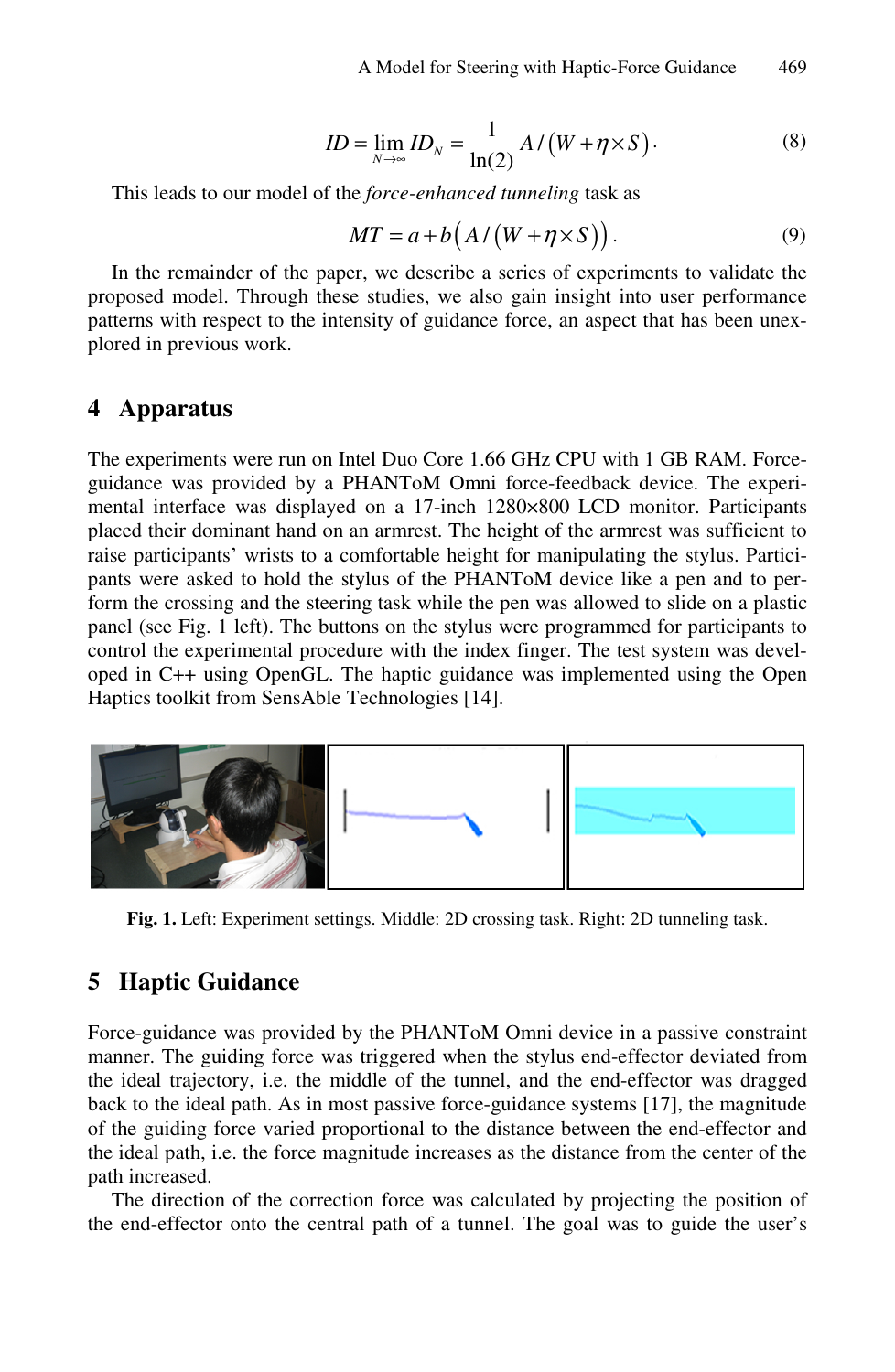$$ID = \lim_{N \to \infty} ID_N = \frac{1}{\ln(2)} A / (W + \eta \times S). \tag{8}$$

This leads to our model of the *force-enhanced tunneling* task as

$$MT = a + b\big(A / (W + \eta \times S)\big). \tag{9}$$

In the remainder of the paper, we describe a series of experiments to validate the proposed model. Through these studies, we also gain insight into user performance patterns with respect to the intensity of guidance force, an aspect that has been unexplored in previous work.

## 4 Apparatus

The experiments were run on Intel Duo Core 1.66 GHz CPU with 1 GB RAM. Force-guidance was provided by a PHANToM Omni force-feedback device. The experimental interface was displayed on a 17-inch 1280×800 LCD monitor. Participants placed their dominant hand on an armrest. The height of the armrest was sufficient to raise participants' wrists to a comfortable height for manipulating the stylus. Participants were asked to hold the stylus of the PHANToM device like a pen and to perform the crossing and the steering task while the pen was allowed to slide on a plastic panel (see Fig. 1 left). The buttons on the stylus were programmed for participants to control the experimental procedure with the index finger. The test system was developed in C++ using OpenGL. The haptic guidance was implemented using the Open Haptics toolkit from SensAble Technologies [14].

**Fig. 1.** Left: Experiment settings. Middle: 2D crossing task. Right: 2D tunneling task.

## 5 Haptic Guidance

Force-guidance was provided by the PHANToM Omni device in a passive constraint manner. The guiding force was triggered when the stylus end-effector deviated from the ideal trajectory, i.e. the middle of the tunnel, and the end-effector was dragged back to the ideal path. As in most passive force-guidance systems [17], the magnitude of the guiding force varied proportional to the distance between the end-effector and the ideal path, i.e. the force magnitude increases as the distance from the center of the path increased.

The direction of the correction force was calculated by projecting the position of the end-effector onto the central path of a tunnel. The goal was to guide the user's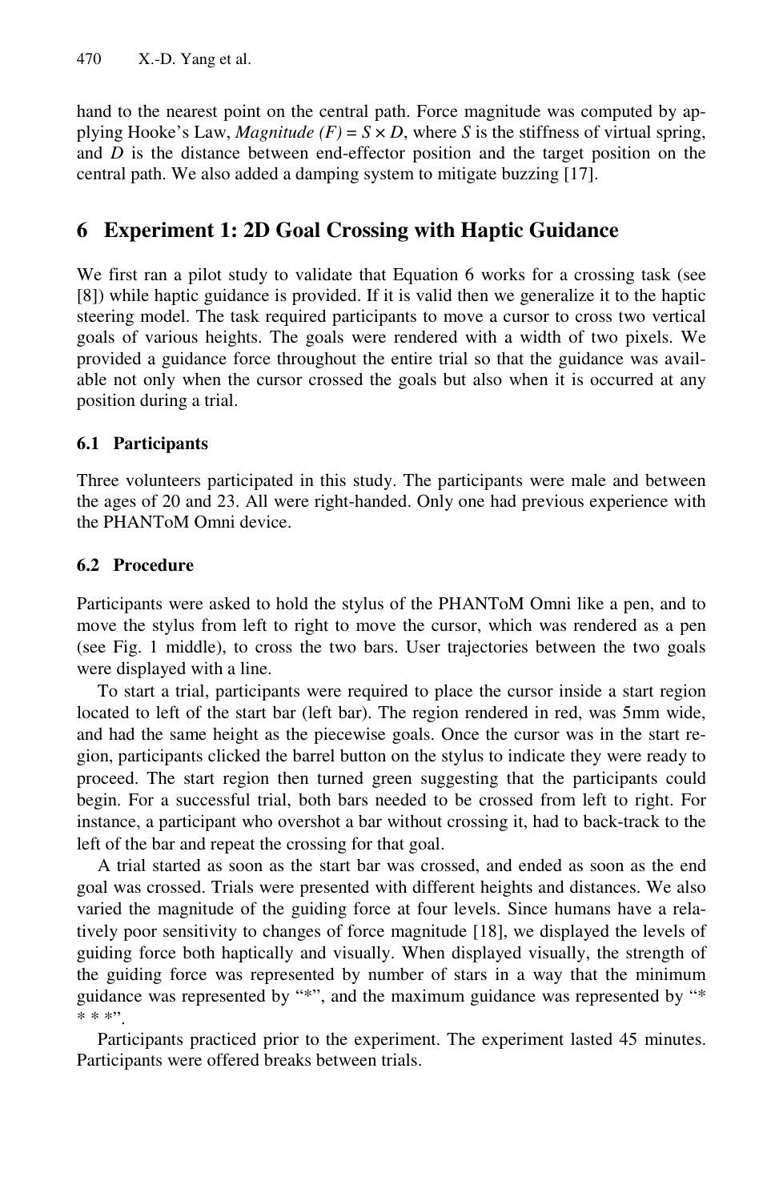hand to the nearest point on the central path. Force magnitude was computed by applying Hooke's Law, *Magnitude (F) = S × D*, where *S* is the stiffness of virtual spring, and *D* is the distance between end-effector position and the target position on the central path. We also added a damping system to mitigate buzzing [17].

## 6 Experiment 1: 2D Goal Crossing with Haptic Guidance

We first ran a pilot study to validate that Equation 6 works for a crossing task (see [8]) while haptic guidance is provided. If it is valid then we generalize it to the haptic steering model. The task required participants to move a cursor to cross two vertical goals of various heights. The goals were rendered with a width of two pixels. We provided a guidance force throughout the entire trial so that the guidance was available not only when the cursor crossed the goals but also when it is occurred at any position during a trial.

### 6.1 Participants

Three volunteers participated in this study. The participants were male and between the ages of 20 and 23. All were right-handed. Only one had previous experience with the PHANToM Omni device.

### 6.2 Procedure

Participants were asked to hold the stylus of the PHANToM Omni like a pen, and to move the stylus from left to right to move the cursor, which was rendered as a pen (see Fig. 1 middle), to cross the two bars. User trajectories between the two goals were displayed with a line.

To start a trial, participants were required to place the cursor inside a start region located to left of the start bar (left bar). The region rendered in red, was 5mm wide, and had the same height as the piecewise goals. Once the cursor was in the start region, participants clicked the barrel button on the stylus to indicate they were ready to proceed. The start region then turned green suggesting that the participants could begin. For a successful trial, both bars needed to be crossed from left to right. For instance, a participant who overshot a bar without crossing it, had to back-track to the left of the bar and repeat the crossing for that goal.

A trial started as soon as the start bar was crossed, and ended as soon as the end goal was crossed. Trials were presented with different heights and distances. We also varied the magnitude of the guiding force at four levels. Since humans have a relatively poor sensitivity to changes of force magnitude [18], we displayed the levels of guiding force both haptically and visually. When displayed visually, the strength of the guiding force was represented by number of stars in a way that the minimum guidance was represented by "*", and the maximum guidance was represented by "* * * *".

Participants practiced prior to the experiment. The experiment lasted 45 minutes. Participants were offered breaks between trials.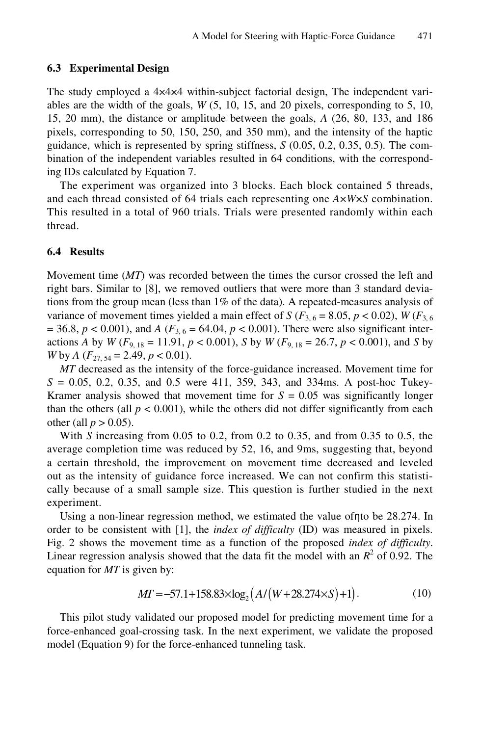### 6.3 Experimental Design

The study employed a 4×4×4 within-subject factorial design, The independent variables are the width of the goals, $W$ (5, 10, 15, and 20 pixels, corresponding to 5, 10, 15, 20 mm), the distance or amplitude between the goals, $A$ (26, 80, 133, and 186 pixels, corresponding to 50, 150, 250, and 350 mm), and the intensity of the haptic guidance, which is represented by spring stiffness, $S$ (0.05, 0.2, 0.35, 0.5). The combination of the independent variables resulted in 64 conditions, with the corresponding IDs calculated by Equation 7.

The experiment was organized into 3 blocks. Each block contained 5 threads, and each thread consisted of 64 trials each representing one $A$×$W$×$S$ combination. This resulted in a total of 960 trials. Trials were presented randomly within each thread.

### 6.4 Results

Movement time (*MT*) was recorded between the times the cursor crossed the left and right bars. Similar to [8], we removed outliers that were more than 3 standard deviations from the group mean (less than 1% of the data). A repeated-measures analysis of variance of movement times yielded a main effect of $S$ ($F_{3,6} = 8.05$, $p < 0.02$), $W$ ($F_{3,6} = 36.8$, $p < 0.001$), and $A$ ($F_{3,6} = 64.04$, $p < 0.001$). There were also significant interactions $A$ by $W$ ($F_{9,18} = 11.91$, $p < 0.001$), $S$ by $W$ ($F_{9,18} = 26.7$, $p < 0.001$), and $S$ by $W$ by $A$ ($F_{27,54} = 2.49$, $p < 0.01$).

*MT* decreased as the intensity of the force-guidance increased. Movement time for $S$ = 0.05, 0.2, 0.35, and 0.5 were 411, 359, 343, and 334ms. A post-hoc Tukey-Kramer analysis showed that movement time for $S = 0.05$ was significantly longer than the others (all $p < 0.001$), while the others did not differ significantly from each other (all $p > 0.05$).

With $S$ increasing from 0.05 to 0.2, from 0.2 to 0.35, and from 0.35 to 0.5, the average completion time was reduced by 52, 16, and 9ms, suggesting that, beyond a certain threshold, the improvement on movement time decreased and leveled out as the intensity of guidance force increased. We can not confirm this statistically because of a small sample size. This question is further studied in the next experiment.

Using a non-linear regression method, we estimated the value of $\eta$ to be 28.274. In order to be consistent with [1], the *index of difficulty* (ID) was measured in pixels. Fig. 2 shows the movement time as a function of the proposed *index of difficulty*. Linear regression analysis showed that the data fit the model with an $R^2$ of 0.92. The equation for *MT* is given by:

$$MT = -57.1 + 158.83 \times \log_2\left(A / \left(W + 28.274 \times S\right) + 1\right). \tag{10}$$

This pilot study validated our proposed model for predicting movement time for a force-enhanced goal-crossing task. In the next experiment, we validate the proposed model (Equation 9) for the force-enhanced tunneling task.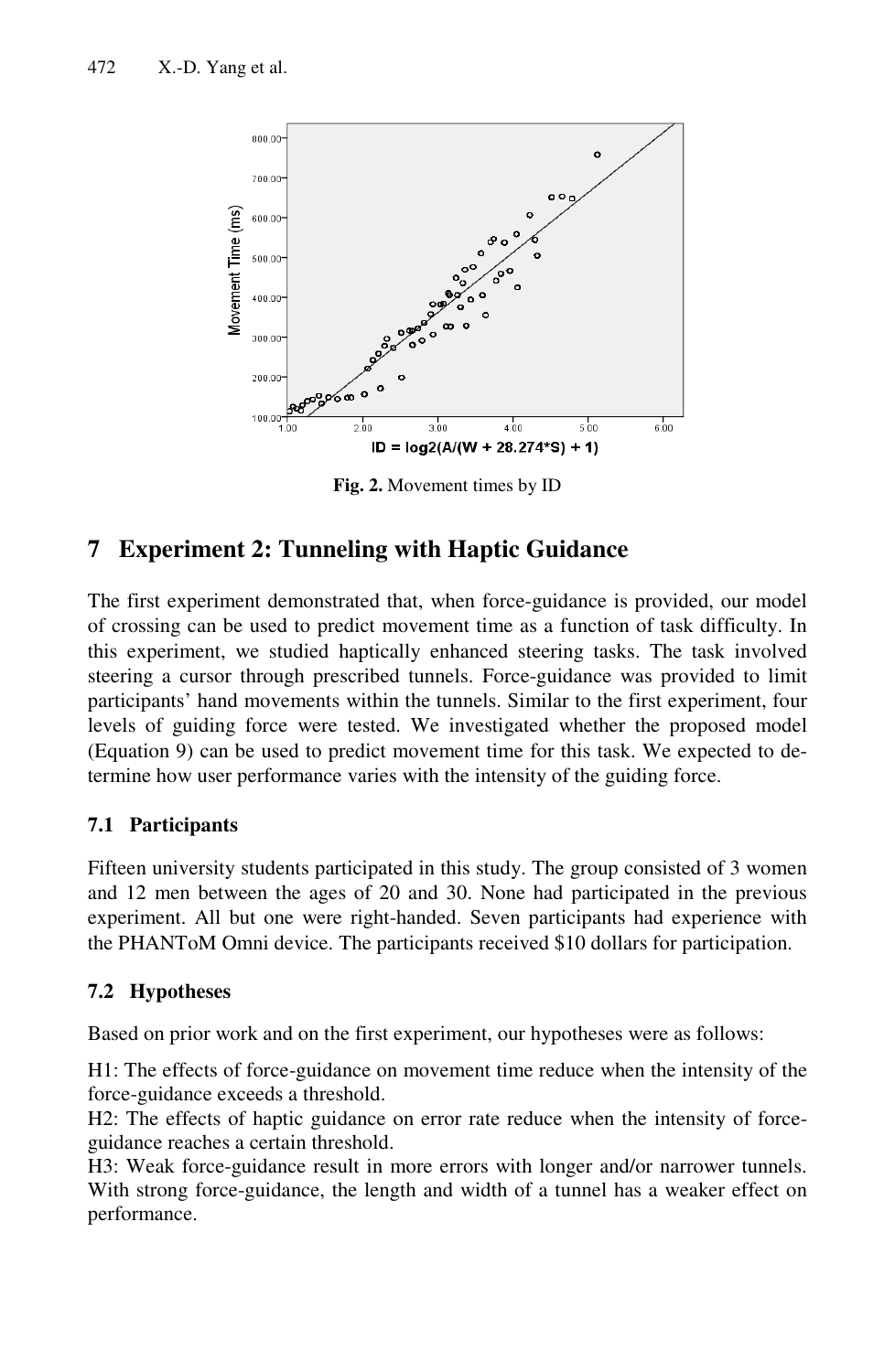Fig. 2. Movement times by ID

## 7 Experiment 2: Tunneling with Haptic Guidance

The first experiment demonstrated that, when force-guidance is provided, our model of crossing can be used to predict movement time as a function of task difficulty. In this experiment, we studied haptically enhanced steering tasks. The task involved steering a cursor through prescribed tunnels. Force-guidance was provided to limit participants' hand movements within the tunnels. Similar to the first experiment, four levels of guiding force were tested. We investigated whether the proposed model (Equation 9) can be used to predict movement time for this task. We expected to determine how user performance varies with the intensity of the guiding force.

### 7.1 Participants

Fifteen university students participated in this study. The group consisted of 3 women and 12 men between the ages of 20 and 30. None had participated in the previous experiment. All but one were right-handed. Seven participants had experience with the PHANToM Omni device. The participants received $10 dollars for participation.

### 7.2 Hypotheses

Based on prior work and on the first experiment, our hypotheses were as follows:

H1: The effects of force-guidance on movement time reduce when the intensity of the force-guidance exceeds a threshold.

H2: The effects of haptic guidance on error rate reduce when the intensity of force-guidance reaches a certain threshold.

H3: Weak force-guidance result in more errors with longer and/or narrower tunnels. With strong force-guidance, the length and width of a tunnel has a weaker effect on performance.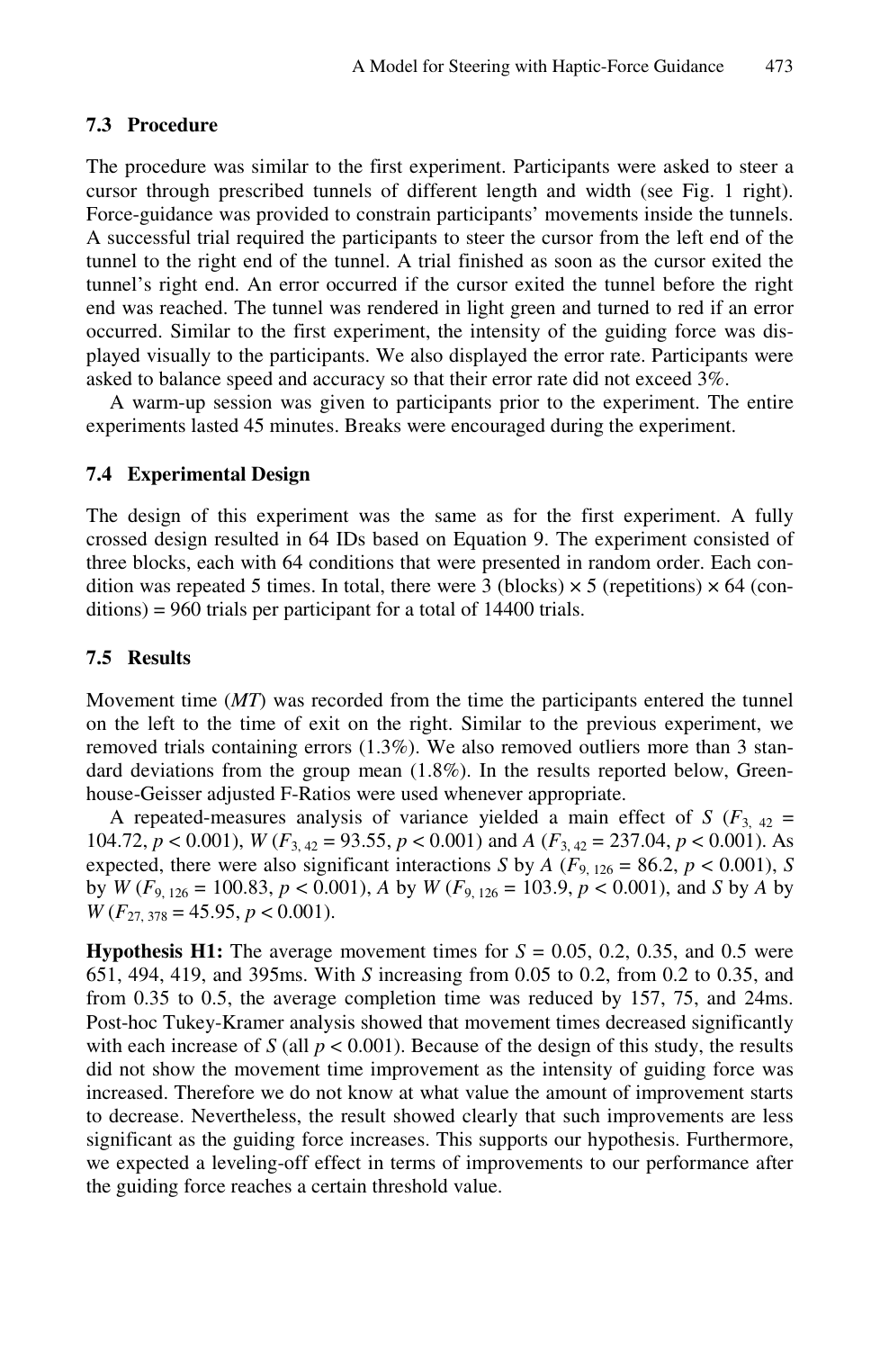### 7.3 Procedure

The procedure was similar to the first experiment. Participants were asked to steer a cursor through prescribed tunnels of different length and width (see Fig. 1 right). Force-guidance was provided to constrain participants' movements inside the tunnels. A successful trial required the participants to steer the cursor from the left end of the tunnel to the right end of the tunnel. A trial finished as soon as the cursor exited the tunnel's right end. An error occurred if the cursor exited the tunnel before the right end was reached. The tunnel was rendered in light green and turned to red if an error occurred. Similar to the first experiment, the intensity of the guiding force was displayed visually to the participants. We also displayed the error rate. Participants were asked to balance speed and accuracy so that their error rate did not exceed 3%.

A warm-up session was given to participants prior to the experiment. The entire experiments lasted 45 minutes. Breaks were encouraged during the experiment.

### 7.4 Experimental Design

The design of this experiment was the same as for the first experiment. A fully crossed design resulted in 64 IDs based on Equation 9. The experiment consisted of three blocks, each with 64 conditions that were presented in random order. Each condition was repeated 5 times. In total, there were 3 (blocks) × 5 (repetitions) × 64 (conditions) = 960 trials per participant for a total of 14400 trials.

### 7.5 Results

Movement time (*MT*) was recorded from the time the participants entered the tunnel on the left to the time of exit on the right. Similar to the previous experiment, we removed trials containing errors (1.3%). We also removed outliers more than 3 standard deviations from the group mean (1.8%). In the results reported below, Greenhouse-Geisser adjusted F-Ratios were used whenever appropriate.

A repeated-measures analysis of variance yielded a main effect of $S$ ($F_{3, 42} = 104.72$, $p < 0.001$), $W$ ($F_{3, 42} = 93.55$, $p < 0.001$) and $A$ ($F_{3, 42} = 237.04$, $p < 0.001$). As expected, there were also significant interactions $S$ by $A$ ($F_{9, 126} = 86.2$, $p < 0.001$), $S$ by $W$ ($F_{9, 126} = 100.83$, $p < 0.001$), $A$ by $W$ ($F_{9, 126} = 103.9$, $p < 0.001$), and $S$ by $A$ by $W$ ($F_{27, 378} = 45.95$, $p < 0.001$).

**Hypothesis H1:** The average movement times for $S$ = 0.05, 0.2, 0.35, and 0.5 were 651, 494, 419, and 395ms. With $S$ increasing from 0.05 to 0.2, from 0.2 to 0.35, and from 0.35 to 0.5, the average completion time was reduced by 157, 75, and 24ms. Post-hoc Tukey-Kramer analysis showed that movement times decreased significantly with each increase of $S$ (all $p < 0.001$). Because of the design of this study, the results did not show the movement time improvement as the intensity of guiding force was increased. Therefore we do not know at what value the amount of improvement starts to decrease. Nevertheless, the result showed clearly that such improvements are less significant as the guiding force increases. This supports our hypothesis. Furthermore, we expected a leveling-off effect in terms of improvements to our performance after the guiding force reaches a certain threshold value.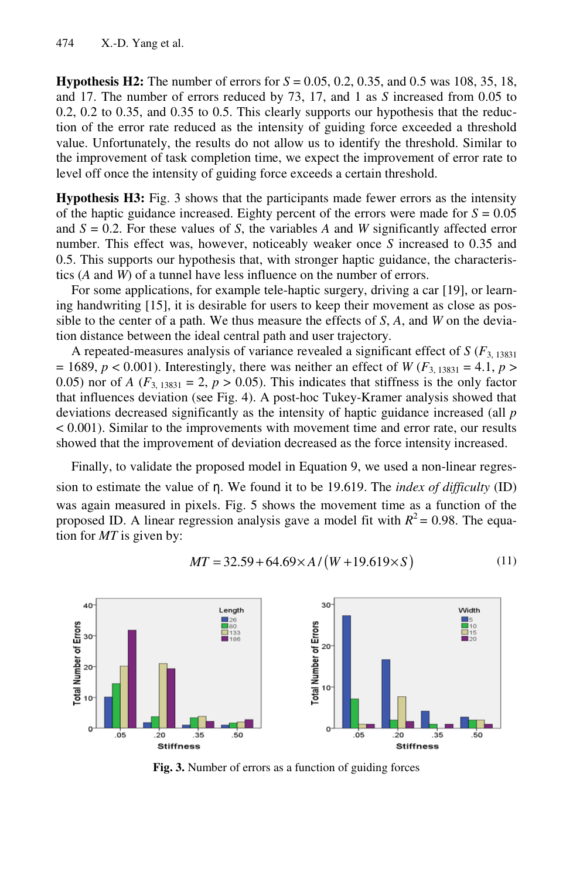**Hypothesis H2:** The number of errors for $S = 0.05$, 0.2, 0.35, and 0.5 was 108, 35, 18, and 17. The number of errors reduced by 73, 17, and 1 as $S$ increased from 0.05 to 0.2, 0.2 to 0.35, and 0.35 to 0.5. This clearly supports our hypothesis that the reduction of the error rate reduced as the intensity of guiding force exceeded a threshold value. Unfortunately, the results do not allow us to identify the threshold. Similar to the improvement of task completion time, we expect the improvement of error rate to level off once the intensity of guiding force exceeds a certain threshold.

**Hypothesis H3:** Fig. 3 shows that the participants made fewer errors as the intensity of the haptic guidance increased. Eighty percent of the errors were made for $S = 0.05$ and $S = 0.2$. For these values of $S$, the variables $A$ and $W$ significantly affected error number. This effect was, however, noticeably weaker once $S$ increased to 0.35 and 0.5. This supports our hypothesis that, with stronger haptic guidance, the characteristics ($A$ and $W$) of a tunnel have less influence on the number of errors.

For some applications, for example tele-haptic surgery, driving a car [19], or learning handwriting [15], it is desirable for users to keep their movement as close as possible to the center of a path. We thus measure the effects of $S$, $A$, and $W$ on the deviation distance between the ideal central path and user trajectory.

A repeated-measures analysis of variance revealed a significant effect of $S$ ($F_{3,\,13831} = 1689$, $p < 0.001$). Interestingly, there was neither an effect of $W$ ($F_{3,\,13831} = 4.1$, $p > 0.05$) nor of $A$ ($F_{3,\,13831} = 2$, $p > 0.05$). This indicates that stiffness is the only factor that influences deviation (see Fig. 4). A post-hoc Tukey-Kramer analysis showed that deviations decreased significantly as the intensity of haptic guidance increased (all $p < 0.001$). Similar to the improvements with movement time and error rate, our results showed that the improvement of deviation decreased as the force intensity increased.

Finally, to validate the proposed model in Equation 9, we used a non-linear regression to estimate the value of $\eta$. We found it to be 19.619. The *index of difficulty* (ID) was again measured in pixels. Fig. 5 shows the movement time as a function of the proposed ID. A linear regression analysis gave a model fit with $R^2 = 0.98$. The equation for $MT$ is given by:

$$MT = 32.59 + 64.69 \times A / \left(W + 19.619 \times S\right) \tag{11}$$

**Fig. 3.** Number of errors as a function of guiding forces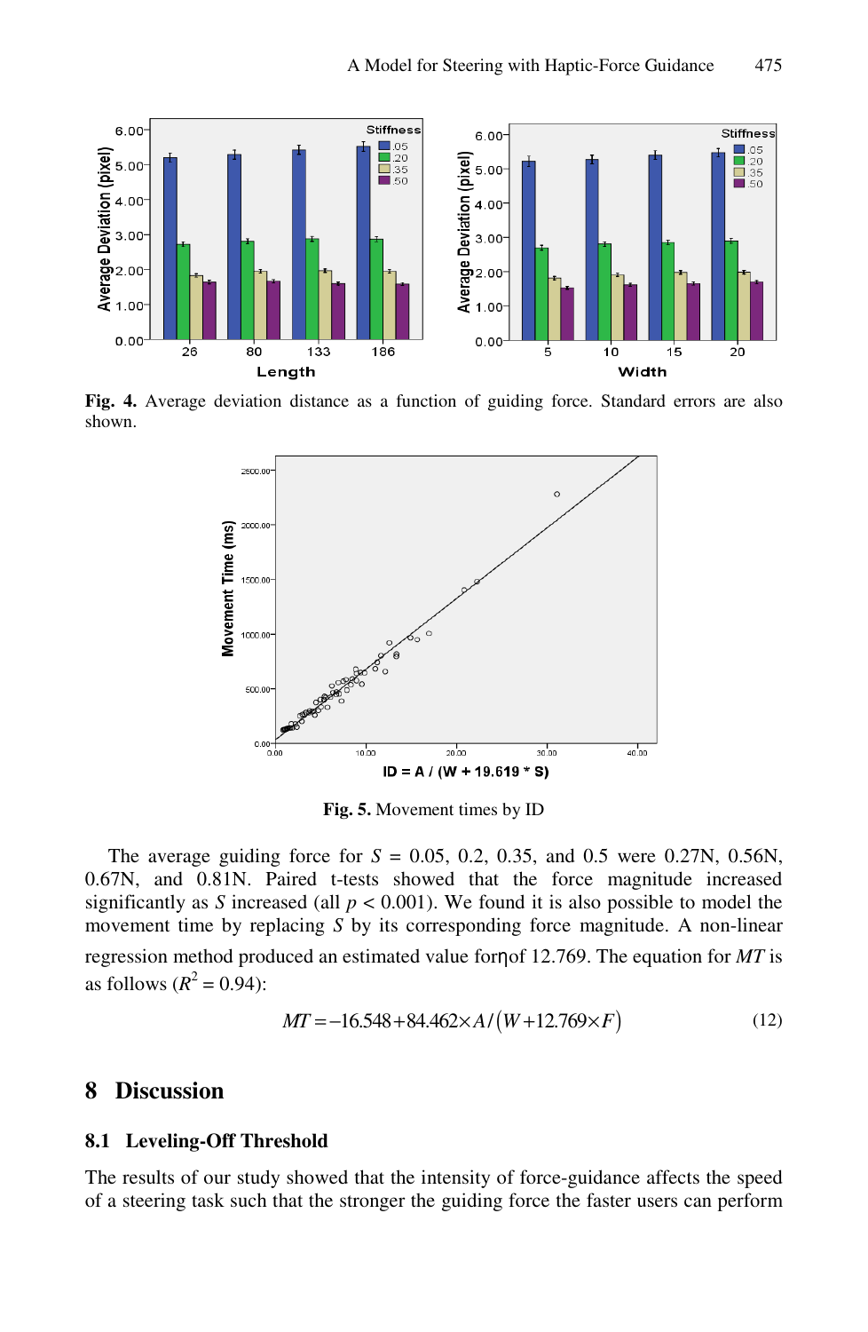**Fig. 4.** Average deviation distance as a function of guiding force. Standard errors are also shown.

**Fig. 5.** Movement times by ID

The average guiding force for $S$ = 0.05, 0.2, 0.35, and 0.5 were 0.27N, 0.56N, 0.67N, and 0.81N. Paired t-tests showed that the force magnitude increased significantly as $S$ increased (all $p < 0.001$). We found it is also possible to model the movement time by replacing $S$ by its corresponding force magnitude. A non-linear regression method produced an estimated value for $\eta$ of 12.769. The equation for $MT$ is as follows ($R^2 = 0.94$):

$$MT = -16.548 + 84.462 \times A / \left(W + 12.769 \times F\right) \tag{12}$$

## 8 Discussion

### 8.1 Leveling-Off Threshold

The results of our study showed that the intensity of force-guidance affects the speed of a steering task such that the stronger the guiding force the faster users can perform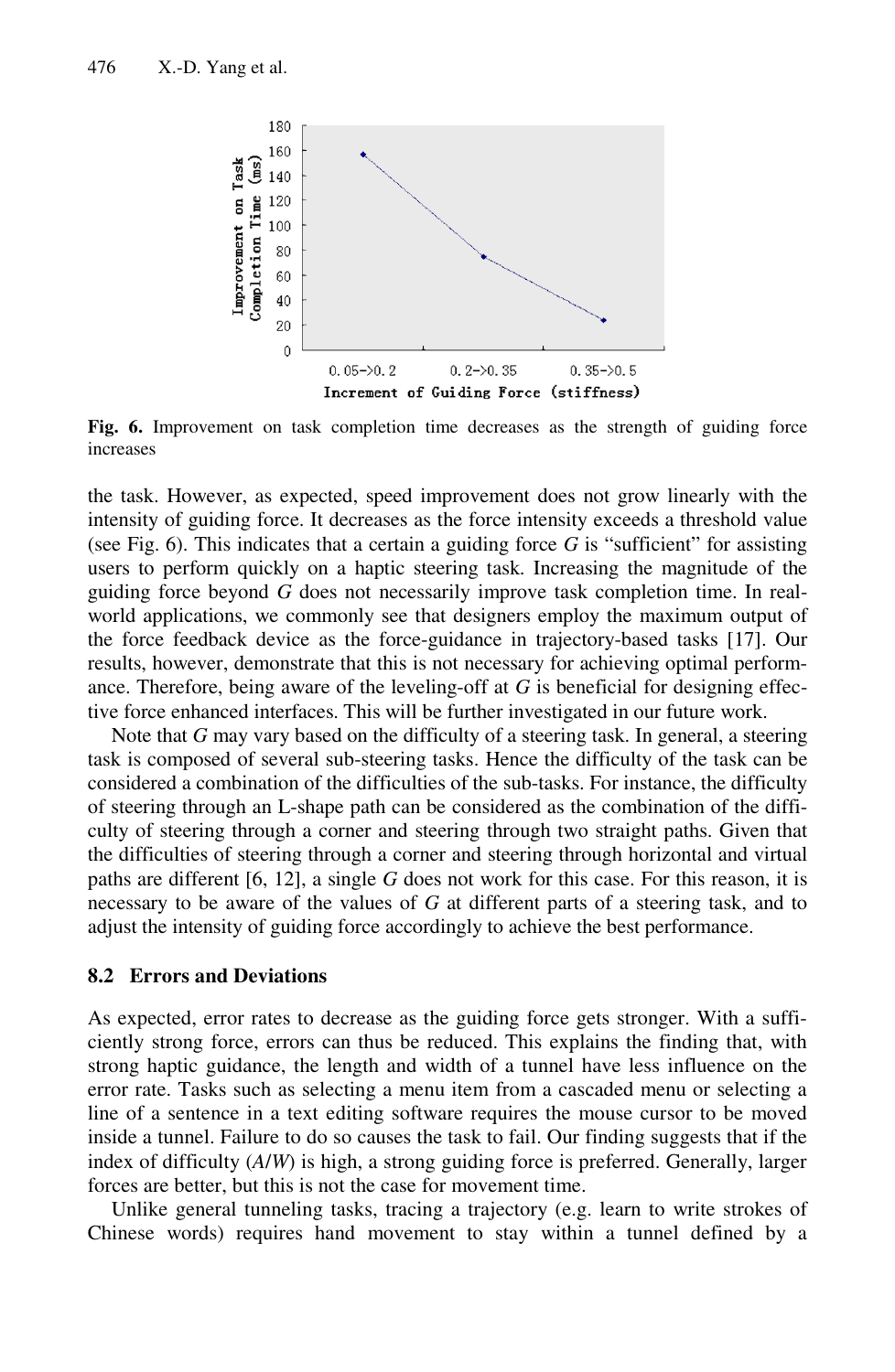**Fig. 6.** Improvement on task completion time decreases as the strength of guiding force increases

the task. However, as expected, speed improvement does not grow linearly with the intensity of guiding force. It decreases as the force intensity exceeds a threshold value (see Fig. 6). This indicates that a certain a guiding force *G* is "sufficient" for assisting users to perform quickly on a haptic steering task. Increasing the magnitude of the guiding force beyond *G* does not necessarily improve task completion time. In real-world applications, we commonly see that designers employ the maximum output of the force feedback device as the force-guidance in trajectory-based tasks [17]. Our results, however, demonstrate that this is not necessary for achieving optimal performance. Therefore, being aware of the leveling-off at *G* is beneficial for designing effective force enhanced interfaces. This will be further investigated in our future work.

Note that *G* may vary based on the difficulty of a steering task. In general, a steering task is composed of several sub-steering tasks. Hence the difficulty of the task can be considered a combination of the difficulties of the sub-tasks. For instance, the difficulty of steering through an L-shape path can be considered as the combination of the difficulty of steering through a corner and steering through two straight paths. Given that the difficulties of steering through a corner and steering through horizontal and virtual paths are different [6, 12], a single *G* does not work for this case. For this reason, it is necessary to be aware of the values of *G* at different parts of a steering task, and to adjust the intensity of guiding force accordingly to achieve the best performance.

### 8.2 Errors and Deviations

As expected, error rates to decrease as the guiding force gets stronger. With a sufficiently strong force, errors can thus be reduced. This explains the finding that, with strong haptic guidance, the length and width of a tunnel have less influence on the error rate. Tasks such as selecting a menu item from a cascaded menu or selecting a line of a sentence in a text editing software requires the mouse cursor to be moved inside a tunnel. Failure to do so causes the task to fail. Our finding suggests that if the index of difficulty ($A/W$) is high, a strong guiding force is preferred. Generally, larger forces are better, but this is not the case for movement time.

Unlike general tunneling tasks, tracing a trajectory (e.g. learn to write strokes of Chinese words) requires hand movement to stay within a tunnel defined by a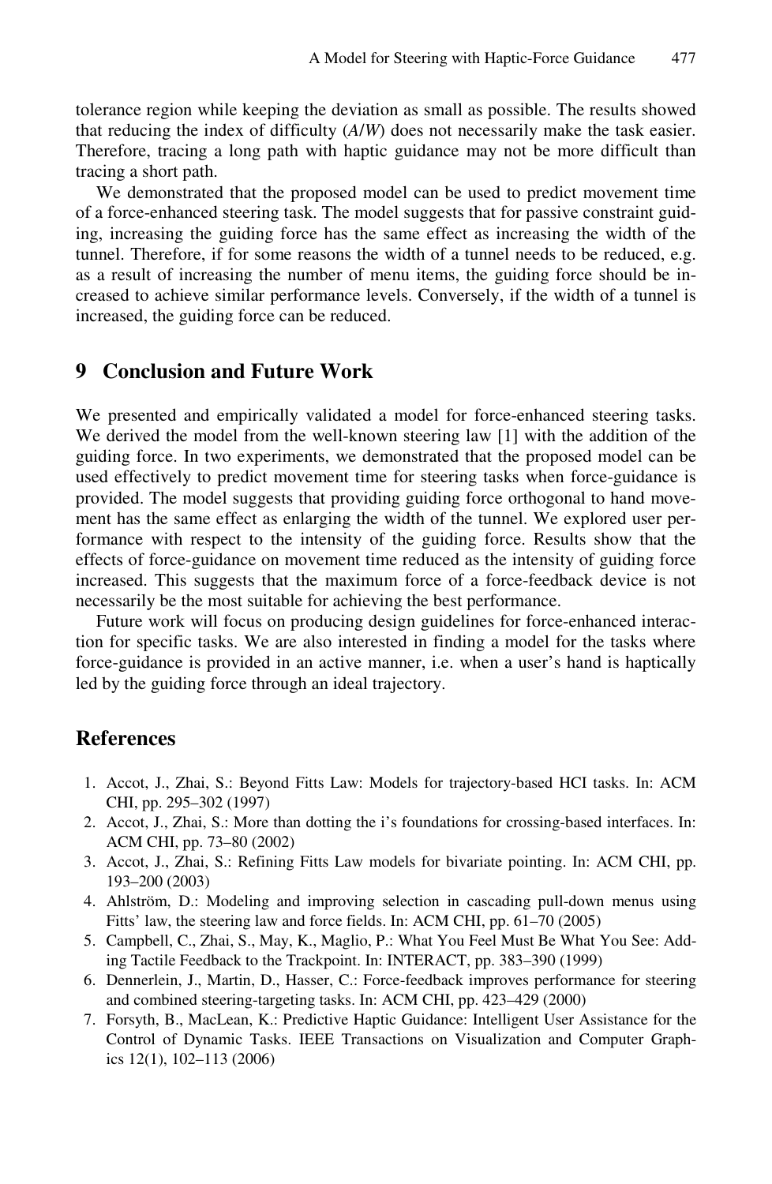tolerance region while keeping the deviation as small as possible. The results showed that reducing the index of difficulty (*A*/*W*) does not necessarily make the task easier. Therefore, tracing a long path with haptic guidance may not be more difficult than tracing a short path.

We demonstrated that the proposed model can be used to predict movement time of a force-enhanced steering task. The model suggests that for passive constraint guiding, increasing the guiding force has the same effect as increasing the width of the tunnel. Therefore, if for some reasons the width of a tunnel needs to be reduced, e.g. as a result of increasing the number of menu items, the guiding force should be increased to achieve similar performance levels. Conversely, if the width of a tunnel is increased, the guiding force can be reduced.

## 9 Conclusion and Future Work

We presented and empirically validated a model for force-enhanced steering tasks. We derived the model from the well-known steering law [1] with the addition of the guiding force. In two experiments, we demonstrated that the proposed model can be used effectively to predict movement time for steering tasks when force-guidance is provided. The model suggests that providing guiding force orthogonal to hand movement has the same effect as enlarging the width of the tunnel. We explored user performance with respect to the intensity of the guiding force. Results show that the effects of force-guidance on movement time reduced as the intensity of guiding force increased. This suggests that the maximum force of a force-feedback device is not necessarily be the most suitable for achieving the best performance.

Future work will focus on producing design guidelines for force-enhanced interaction for specific tasks. We are also interested in finding a model for the tasks where force-guidance is provided in an active manner, i.e. when a user's hand is haptically led by the guiding force through an ideal trajectory.

## References

1. Accot, J., Zhai, S.: Beyond Fitts Law: Models for trajectory-based HCI tasks. In: ACM CHI, pp. 295–302 (1997)
2. Accot, J., Zhai, S.: More than dotting the i's foundations for crossing-based interfaces. In: ACM CHI, pp. 73–80 (2002)
3. Accot, J., Zhai, S.: Refining Fitts Law models for bivariate pointing. In: ACM CHI, pp. 193–200 (2003)
4. Ahlström, D.: Modeling and improving selection in cascading pull-down menus using Fitts' law, the steering law and force fields. In: ACM CHI, pp. 61–70 (2005)
5. Campbell, C., Zhai, S., May, K., Maglio, P.: What You Feel Must Be What You See: Adding Tactile Feedback to the Trackpoint. In: INTERACT, pp. 383–390 (1999)
6. Dennerlein, J., Martin, D., Hasser, C.: Force-feedback improves performance for steering and combined steering-targeting tasks. In: ACM CHI, pp. 423–429 (2000)
7. Forsyth, B., MacLean, K.: Predictive Haptic Guidance: Intelligent User Assistance for the Control of Dynamic Tasks. IEEE Transactions on Visualization and Computer Graphics 12(1), 102–113 (2006)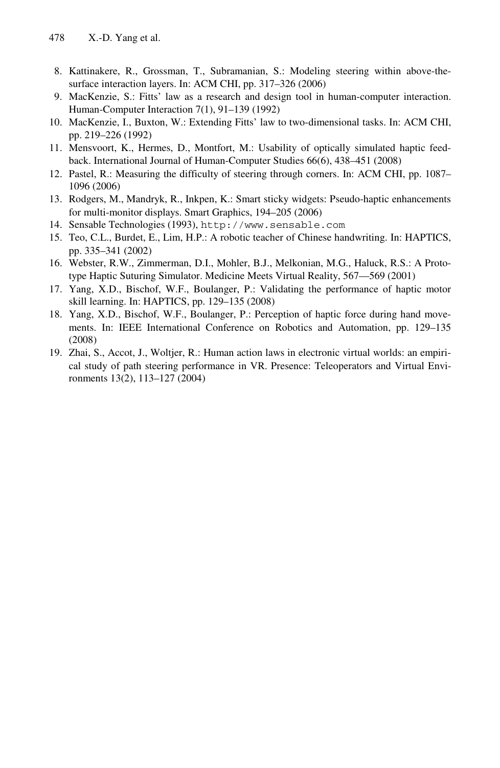8. Kattinakere, R., Grossman, T., Subramanian, S.: Modeling steering within above-the-surface interaction layers. In: ACM CHI, pp. 317–326 (2006)
9. MacKenzie, S.: Fitts' law as a research and design tool in human-computer interaction. Human-Computer Interaction 7(1), 91–139 (1992)
10. MacKenzie, I., Buxton, W.: Extending Fitts' law to two-dimensional tasks. In: ACM CHI, pp. 219–226 (1992)
11. Mensvoort, K., Hermes, D., Montfort, M.: Usability of optically simulated haptic feedback. International Journal of Human-Computer Studies 66(6), 438–451 (2008)
12. Pastel, R.: Measuring the difficulty of steering through corners. In: ACM CHI, pp. 1087–1096 (2006)
13. Rodgers, M., Mandryk, R., Inkpen, K.: Smart sticky widgets: Pseudo-haptic enhancements for multi-monitor displays. Smart Graphics, 194–205 (2006)
14. Sensable Technologies (1993), `http://www.sensable.com`
15. Teo, C.L., Burdet, E., Lim, H.P.: A robotic teacher of Chinese handwriting. In: HAPTICS, pp. 335–341 (2002)
16. Webster, R.W., Zimmerman, D.I., Mohler, B.J., Melkonian, M.G., Haluck, R.S.: A Prototype Haptic Suturing Simulator. Medicine Meets Virtual Reality, 567—569 (2001)
17. Yang, X.D., Bischof, W.F., Boulanger, P.: Validating the performance of haptic motor skill learning. In: HAPTICS, pp. 129–135 (2008)
18. Yang, X.D., Bischof, W.F., Boulanger, P.: Perception of haptic force during hand movements. In: IEEE International Conference on Robotics and Automation, pp. 129–135 (2008)
19. Zhai, S., Accot, J., Woltjer, R.: Human action laws in electronic virtual worlds: an empirical study of path steering performance in VR. Presence: Teleoperators and Virtual Environments 13(2), 113–127 (2004)